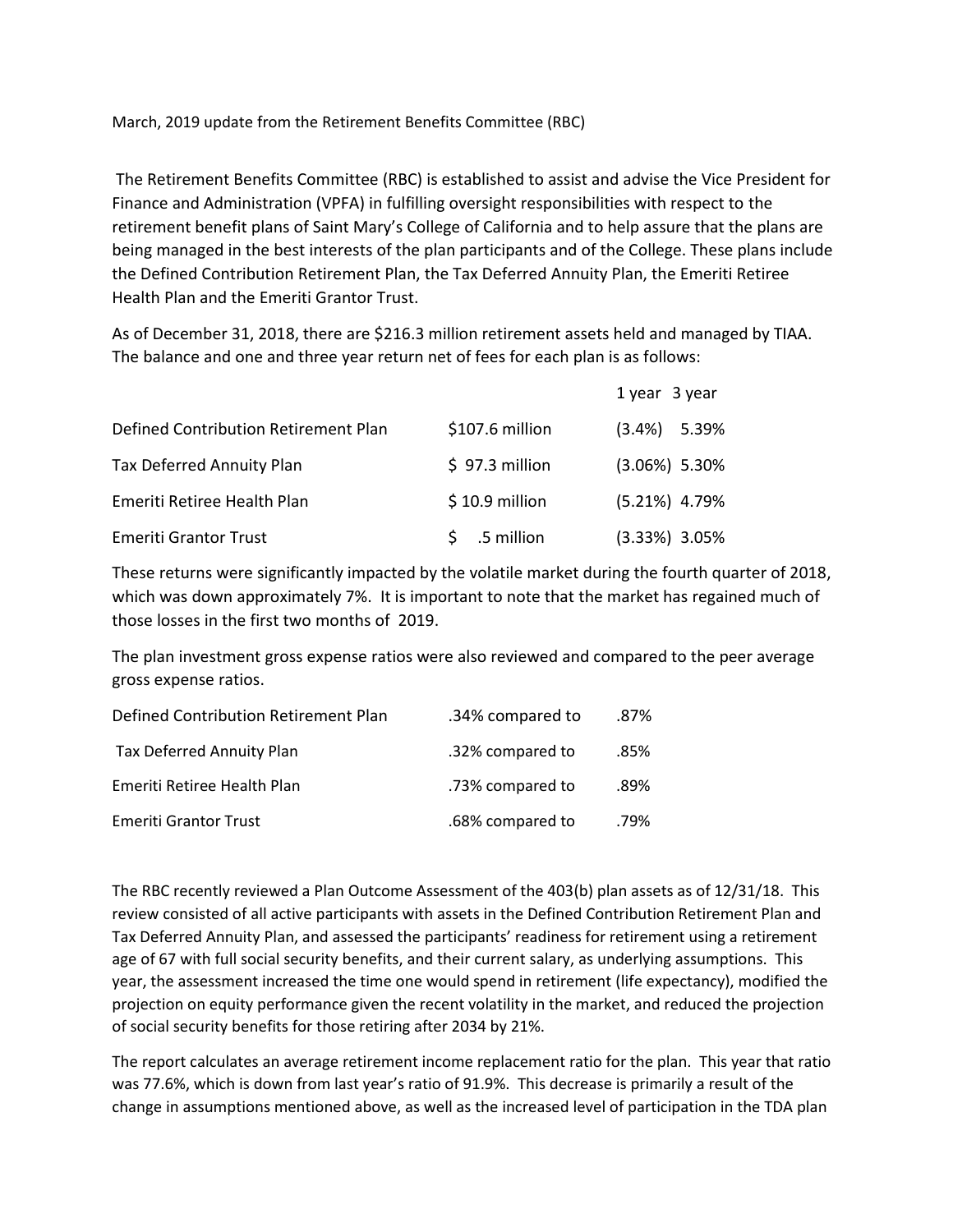March, 2019 update from the Retirement Benefits Committee (RBC)

The Retirement Benefits Committee (RBC) is established to assist and advise the Vice President for Finance and Administration (VPFA) in fulfilling oversight responsibilities with respect to the retirement benefit plans of Saint Mary's College of California and to help assure that the plans are being managed in the best interests of the plan participants and of the College. These plans include the Defined Contribution Retirement Plan, the Tax Deferred Annuity Plan, the Emeriti Retiree Health Plan and the Emeriti Grantor Trust.

As of December 31, 2018, there are $216.3 million retirement assets held and managed by TIAA. The balance and one and three year return net of fees for each plan is as follows:

| | | 1 year | 3 year |
|---|---|---|---|
| Defined Contribution Retirement Plan | $107.6 million | (3.4%) | 5.39% |
| Tax Deferred Annuity Plan | $ 97.3 million | (3.06%) | 5.30% |
| Emeriti Retiree Health Plan | $ 10.9 million | (5.21%) | 4.79% |
| Emeriti Grantor Trust | $ .5 million | (3.33%) | 3.05% |

These returns were significantly impacted by the volatile market during the fourth quarter of 2018, which was down approximately 7%. It is important to note that the market has regained much of those losses in the first two months of 2019.

The plan investment gross expense ratios were also reviewed and compared to the peer average gross expense ratios.

| | | |
|---|---|---|
| Defined Contribution Retirement Plan | .34% compared to | .87% |
| Tax Deferred Annuity Plan | .32% compared to | .85% |
| Emeriti Retiree Health Plan | .73% compared to | .89% |
| Emeriti Grantor Trust | .68% compared to | .79% |

The RBC recently reviewed a Plan Outcome Assessment of the 403(b) plan assets as of 12/31/18. This review consisted of all active participants with assets in the Defined Contribution Retirement Plan and Tax Deferred Annuity Plan, and assessed the participants' readiness for retirement using a retirement age of 67 with full social security benefits, and their current salary, as underlying assumptions. This year, the assessment increased the time one would spend in retirement (life expectancy), modified the projection on equity performance given the recent volatility in the market, and reduced the projection of social security benefits for those retiring after 2034 by 21%.

The report calculates an average retirement income replacement ratio for the plan. This year that ratio was 77.6%, which is down from last year's ratio of 91.9%. This decrease is primarily a result of the change in assumptions mentioned above, as well as the increased level of participation in the TDA plan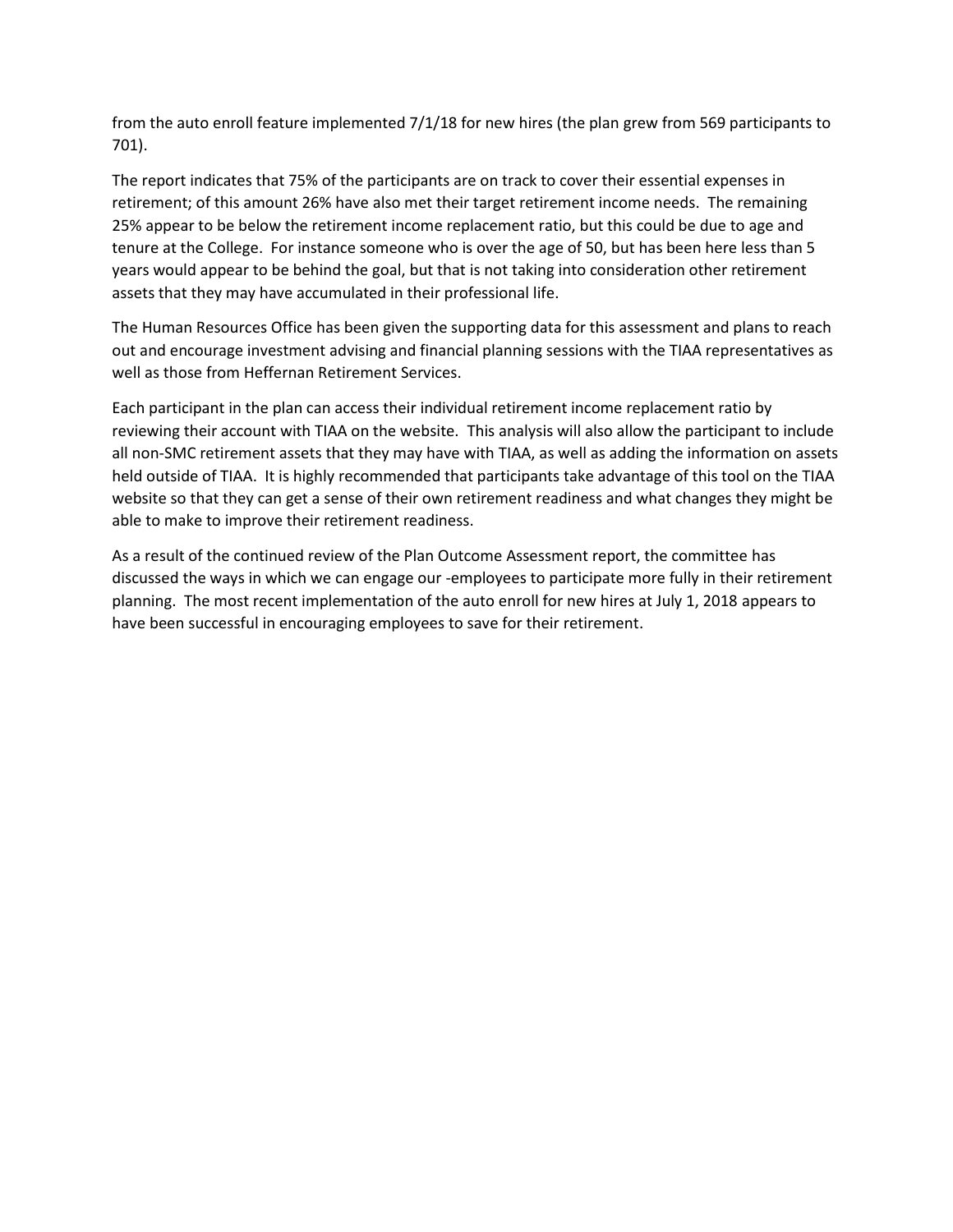from the auto enroll feature implemented 7/1/18 for new hires (the plan grew from 569 participants to 701).

The report indicates that 75% of the participants are on track to cover their essential expenses in retirement; of this amount 26% have also met their target retirement income needs. The remaining 25% appear to be below the retirement income replacement ratio, but this could be due to age and tenure at the College. For instance someone who is over the age of 50, but has been here less than 5 years would appear to be behind the goal, but that is not taking into consideration other retirement assets that they may have accumulated in their professional life.

The Human Resources Office has been given the supporting data for this assessment and plans to reach out and encourage investment advising and financial planning sessions with the TIAA representatives as well as those from Heffernan Retirement Services.

Each participant in the plan can access their individual retirement income replacement ratio by reviewing their account with TIAA on the website. This analysis will also allow the participant to include all non-SMC retirement assets that they may have with TIAA, as well as adding the information on assets held outside of TIAA. It is highly recommended that participants take advantage of this tool on the TIAA website so that they can get a sense of their own retirement readiness and what changes they might be able to make to improve their retirement readiness.

As a result of the continued review of the Plan Outcome Assessment report, the committee has discussed the ways in which we can engage our -employees to participate more fully in their retirement planning. The most recent implementation of the auto enroll for new hires at July 1, 2018 appears to have been successful in encouraging employees to save for their retirement.